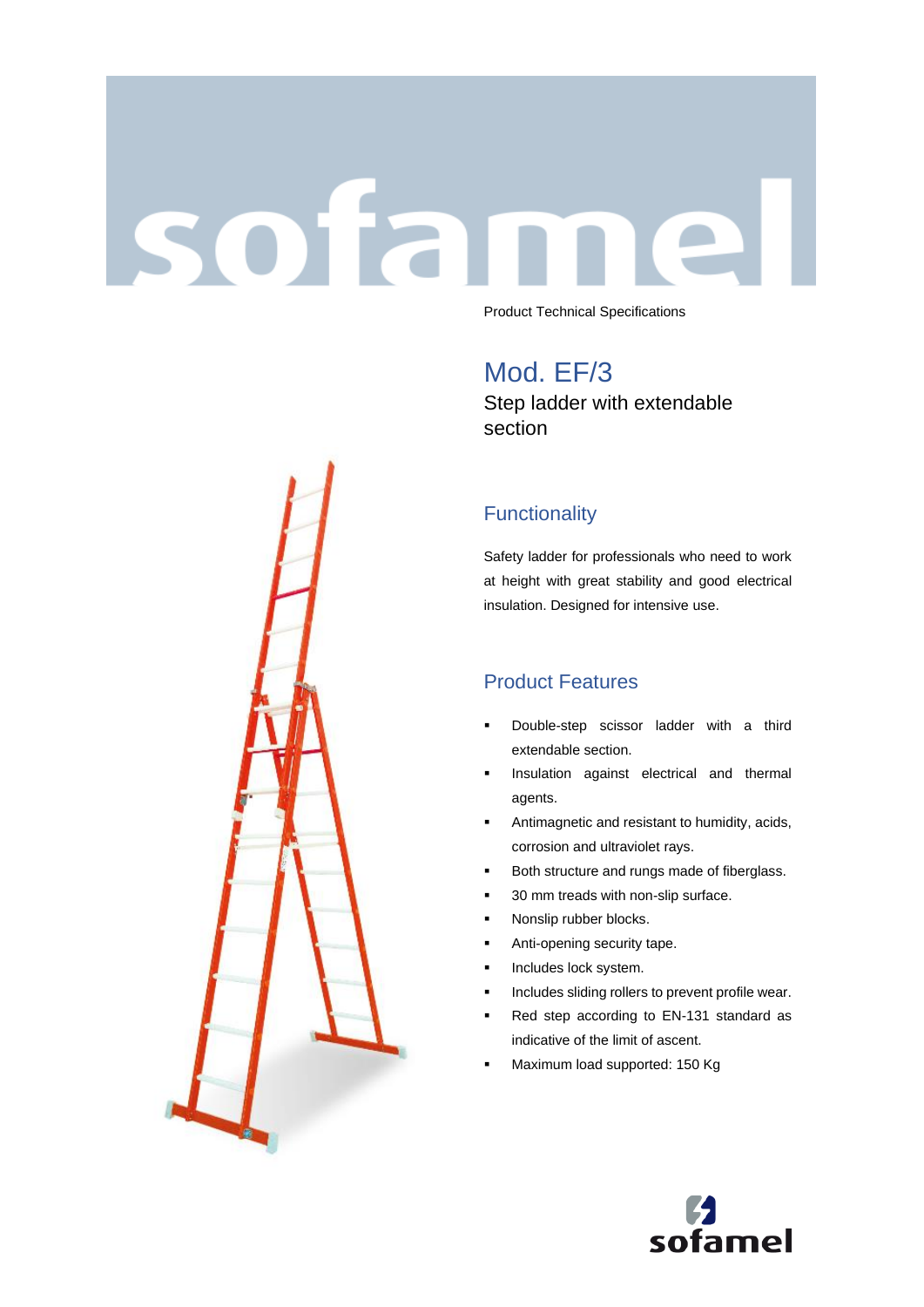# sofamel

Product Technical Specifications

## Mod. EF/3

Step ladder with extendable section

### Functionality

Safety ladder for professionals who need to work at height with great stability and good electrical insulation. Designed for intensive use.

### Product Features

- Double-step scissor ladder with a third extendable section.
- Insulation against electrical and thermal agents.
- Antimagnetic and resistant to humidity, acids, corrosion and ultraviolet rays.
- Both structure and rungs made of fiberglass.
- 30 mm treads with non-slip surface.
- Nonslip rubber blocks.
- Anti-opening security tape.
- Includes lock system.
- Includes sliding rollers to prevent profile wear.
- Red step according to EN-131 standard as indicative of the limit of ascent.
- Maximum load supported: 150 Kg

sofamel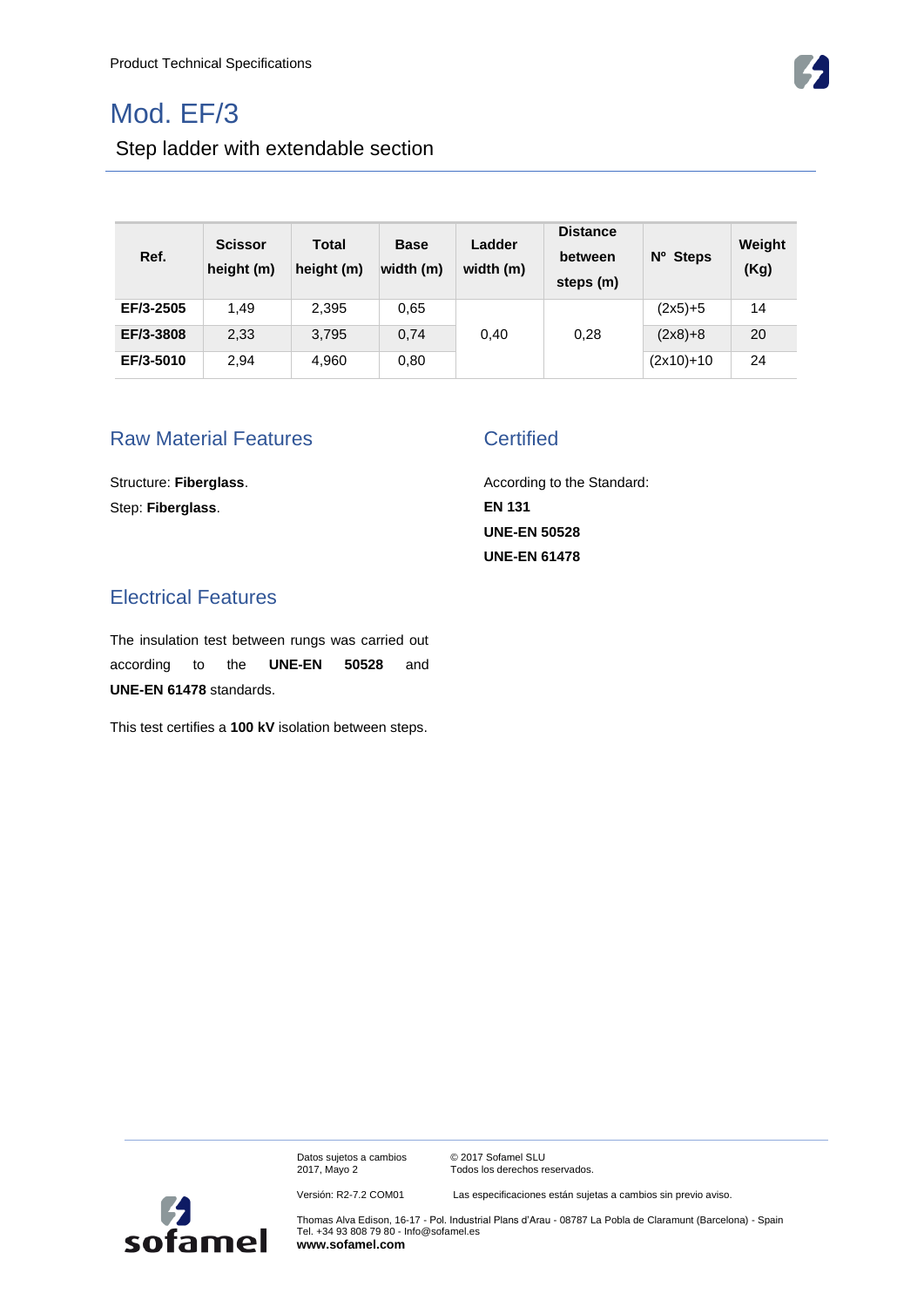# Mod. EF/3

## Step ladder with extendable section

| Ref. | Scissor height (m) | Total height (m) | Base width (m) | Ladder width (m) | Distance between steps (m) | Nº Steps | Weight (Kg) |
|---|---|---|---|---|---|---|---|
| **EF/3-2505** | 1,49 | 2,395 | 0,65 | 0,40 | 0,28 | (2x5)+5 | 14 |
| **EF/3-3808** | 2,33 | 3,795 | 0,74 | | | (2x8)+8 | 20 |
| **EF/3-5010** | 2,94 | 4,960 | 0,80 | | | (2x10)+10 | 24 |

## Raw Material Features

Structure: **Fiberglass**.

Step: **Fiberglass**.

## Certified

According to the Standard:

**EN 131**

**UNE-EN 50528**

**UNE-EN 61478**

## Electrical Features

The insulation test between rungs was carried out according to the **UNE-EN 50528** and **UNE-EN 61478** standards.

This test certifies a **100 kV** isolation between steps.

Datos sujetos a cambios
2017, Mayo 2

© 2017 Sofamel SLU
Todos los derechos reservados.

Versión: R2-7.2 COM01

Las especificaciones están sujetas a cambios sin previo aviso.

Thomas Alva Edison, 16-17 - Pol. Industrial Plans d'Arau - 08787 La Pobla de Claramunt (Barcelona) - Spain
Tel. +34 93 808 79 80 - Info@sofamel.es
**www.sofamel.com**